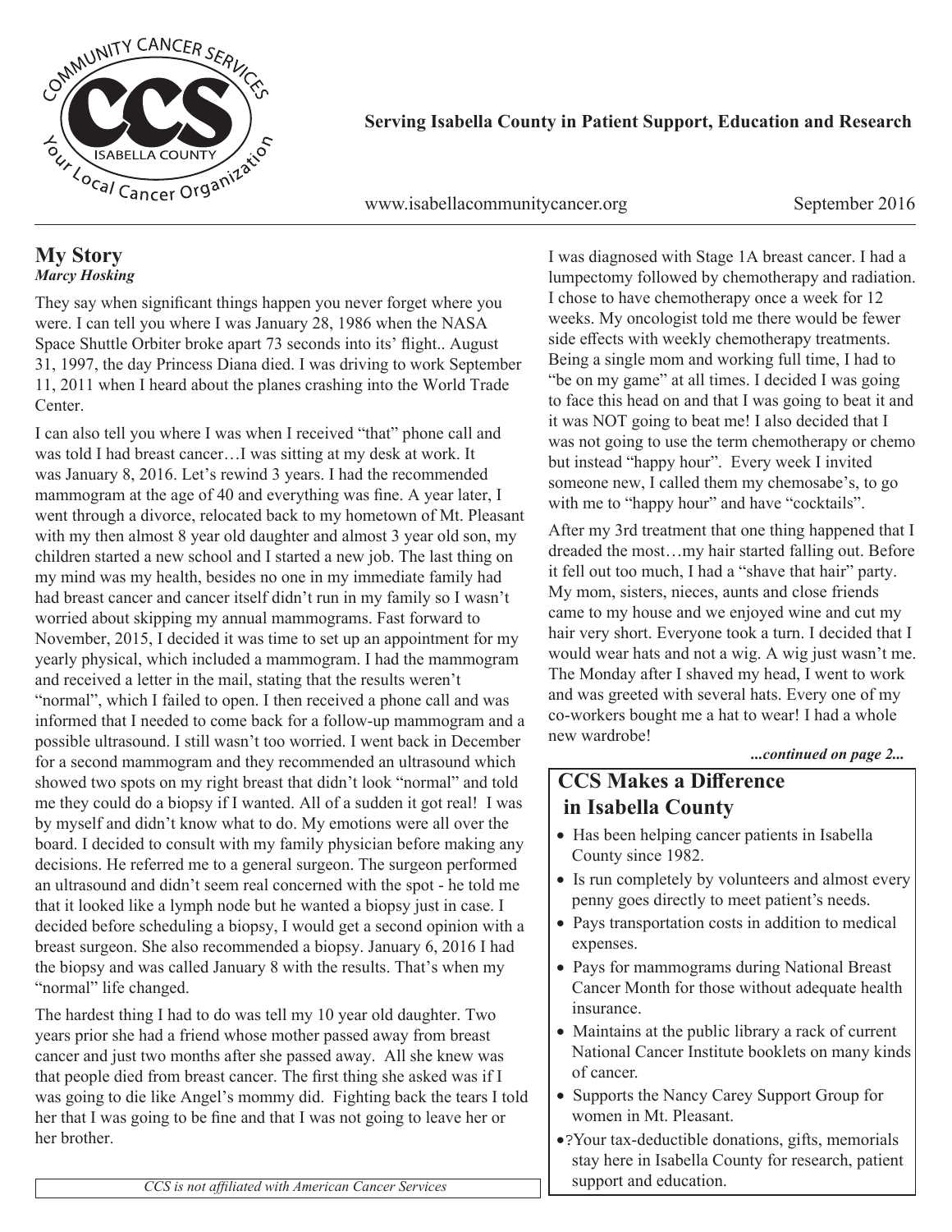COMMUNITY CANCER SERVICES

CCS

ISABELLA COUNTY

Your Local Cancer Organization

**Serving Isabella County in Patient Support, Education and Research**

www.isabellacommunitycancer.org

September 2016

## My Story

***Marcy Hosking***

They say when significant things happen you never forget where you were. I can tell you where I was January 28, 1986 when the NASA Space Shuttle Orbiter broke apart 73 seconds into its' flight.. August 31, 1997, the day Princess Diana died. I was driving to work September 11, 2011 when I heard about the planes crashing into the World Trade Center.

I can also tell you where I was when I received "that" phone call and was told I had breast cancer…I was sitting at my desk at work. It was January 8, 2016. Let's rewind 3 years. I had the recommended mammogram at the age of 40 and everything was fine. A year later, I went through a divorce, relocated back to my hometown of Mt. Pleasant with my then almost 8 year old daughter and almost 3 year old son, my children started a new school and I started a new job. The last thing on my mind was my health, besides no one in my immediate family had had breast cancer and cancer itself didn't run in my family so I wasn't worried about skipping my annual mammograms. Fast forward to November, 2015, I decided it was time to set up an appointment for my yearly physical, which included a mammogram. I had the mammogram and received a letter in the mail, stating that the results weren't "normal", which I failed to open. I then received a phone call and was informed that I needed to come back for a follow-up mammogram and a possible ultrasound. I still wasn't too worried. I went back in December for a second mammogram and they recommended an ultrasound which showed two spots on my right breast that didn't look "normal" and told me they could do a biopsy if I wanted. All of a sudden it got real! I was by myself and didn't know what to do. My emotions were all over the board. I decided to consult with my family physician before making any decisions. He referred me to a general surgeon. The surgeon performed an ultrasound and didn't seem real concerned with the spot - he told me that it looked like a lymph node but he wanted a biopsy just in case. I decided before scheduling a biopsy, I would get a second opinion with a breast surgeon. She also recommended a biopsy. January 6, 2016 I had the biopsy and was called January 8 with the results. That's when my "normal" life changed.

The hardest thing I had to do was tell my 10 year old daughter. Two years prior she had a friend whose mother passed away from breast cancer and just two months after she passed away. All she knew was that people died from breast cancer. The first thing she asked was if I was going to die like Angel's mommy did. Fighting back the tears I told her that I was going to be fine and that I was not going to leave her or her brother.

I was diagnosed with Stage 1A breast cancer. I had a lumpectomy followed by chemotherapy and radiation. I chose to have chemotherapy once a week for 12 weeks. My oncologist told me there would be fewer side effects with weekly chemotherapy treatments. Being a single mom and working full time, I had to "be on my game" at all times. I decided I was going to face this head on and that I was going to beat it and it was NOT going to beat me! I also decided that I was not going to use the term chemotherapy or chemo but instead "happy hour". Every week I invited someone new, I called them my chemosabe's, to go with me to "happy hour" and have "cocktails".

After my 3rd treatment that one thing happened that I dreaded the most…my hair started falling out. Before it fell out too much, I had a "shave that hair" party. My mom, sisters, nieces, aunts and close friends came to my house and we enjoyed wine and cut my hair very short. Everyone took a turn. I decided that I would wear hats and not a wig. A wig just wasn't me. The Monday after I shaved my head, I went to work and was greeted with several hats. Every one of my co-workers bought me a hat to wear! I had a whole new wardrobe!

***...continued on page 2...***

*CCS is not affiliated with American Cancer Services*

## CCS Makes a Difference in Isabella County

- Has been helping cancer patients in Isabella County since 1982.
- Is run completely by volunteers and almost every penny goes directly to meet patient's needs.
- Pays transportation costs in addition to medical expenses.
- Pays for mammograms during National Breast Cancer Month for those without adequate health insurance.
- Maintains at the public library a rack of current National Cancer Institute booklets on many kinds of cancer.
- Supports the Nancy Carey Support Group for women in Mt. Pleasant.
- ?Your tax-deductible donations, gifts, memorials stay here in Isabella County for research, patient support and education.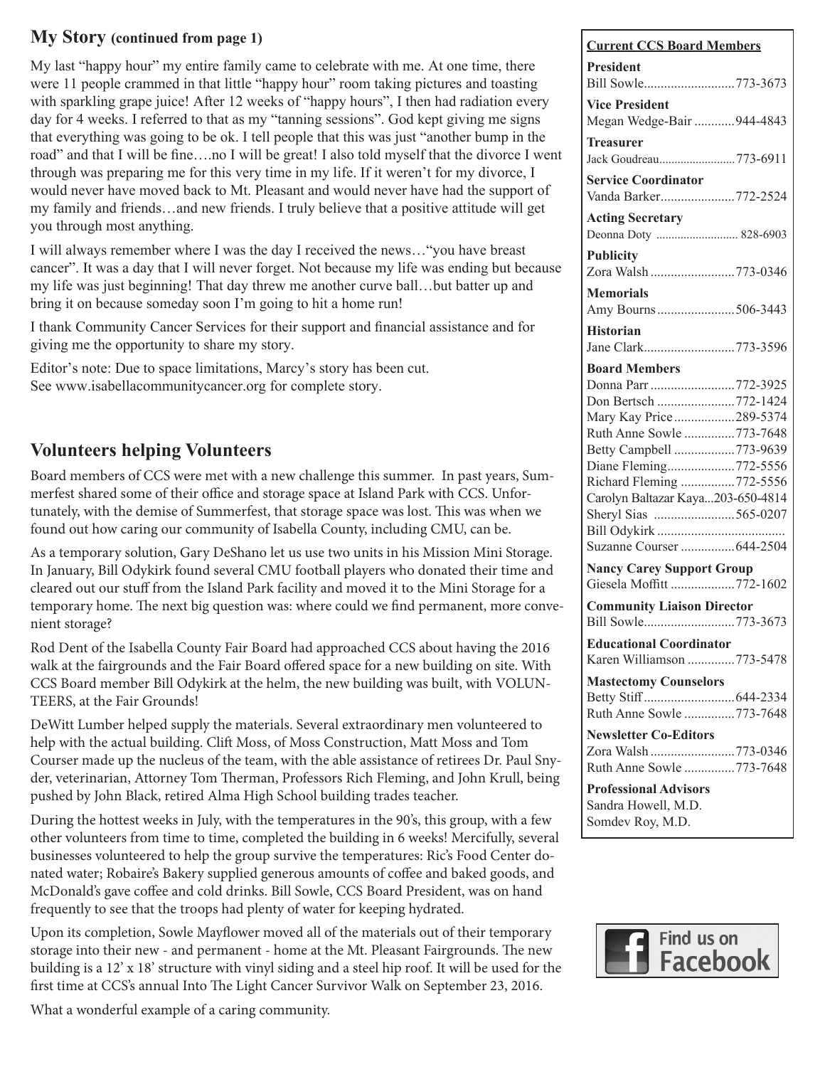## My Story (continued from page 1)

My last "happy hour" my entire family came to celebrate with me. At one time, there were 11 people crammed in that little "happy hour" room taking pictures and toasting with sparkling grape juice! After 12 weeks of "happy hours", I then had radiation every day for 4 weeks. I referred to that as my "tanning sessions". God kept giving me signs that everything was going to be ok. I tell people that this was just "another bump in the road" and that I will be fine….no I will be great! I also told myself that the divorce I went through was preparing me for this very time in my life. If it weren't for my divorce, I would never have moved back to Mt. Pleasant and would never have had the support of my family and friends…and new friends. I truly believe that a positive attitude will get you through most anything.

I will always remember where I was the day I received the news…"you have breast cancer". It was a day that I will never forget. Not because my life was ending but because my life was just beginning! That day threw me another curve ball…but batter up and bring it on because someday soon I'm going to hit a home run!

I thank Community Cancer Services for their support and financial assistance and for giving me the opportunity to share my story.

Editor's note: Due to space limitations, Marcy's story has been cut. See www.isabellacommunitycancer.org for complete story.

## Volunteers helping Volunteers

Board members of CCS were met with a new challenge this summer. In past years, Summerfest shared some of their office and storage space at Island Park with CCS. Unfortunately, with the demise of Summerfest, that storage space was lost. This was when we found out how caring our community of Isabella County, including CMU, can be.

As a temporary solution, Gary DeShano let us use two units in his Mission Mini Storage. In January, Bill Odykirk found several CMU football players who donated their time and cleared out our stuff from the Island Park facility and moved it to the Mini Storage for a temporary home. The next big question was: where could we find permanent, more convenient storage?

Rod Dent of the Isabella County Fair Board had approached CCS about having the 2016 walk at the fairgrounds and the Fair Board offered space for a new building on site. With CCS Board member Bill Odykirk at the helm, the new building was built, with VOLUNTEERS, at the Fair Grounds!

DeWitt Lumber helped supply the materials. Several extraordinary men volunteered to help with the actual building. Clift Moss, of Moss Construction, Matt Moss and Tom Courser made up the nucleus of the team, with the able assistance of retirees Dr. Paul Snyder, veterinarian, Attorney Tom Therman, Professors Rich Fleming, and John Krull, being pushed by John Black, retired Alma High School building trades teacher.

During the hottest weeks in July, with the temperatures in the 90's, this group, with a few other volunteers from time to time, completed the building in 6 weeks! Mercifully, several businesses volunteered to help the group survive the temperatures: Ric's Food Center donated water; Robaire's Bakery supplied generous amounts of coffee and baked goods, and McDonald's gave coffee and cold drinks. Bill Sowle, CCS Board President, was on hand frequently to see that the troops had plenty of water for keeping hydrated.

Upon its completion, Sowle Mayflower moved all of the materials out of their temporary storage into their new - and permanent - home at the Mt. Pleasant Fairgrounds. The new building is a 12' x 18' structure with vinyl siding and a steel hip roof. It will be used for the first time at CCS's annual Into The Light Cancer Survivor Walk on September 23, 2016.

What a wonderful example of a caring community.

**Current CCS Board Members**

**President**
Bill Sowle........................773-3673

**Vice President**
Megan Wedge-Bair ............944-4843

**Treasurer**
Jack Goudreau........................773-6911

**Service Coordinator**
Vanda Barker......................772-2524

**Acting Secretary**
Deonna Doty ........................... 828-6903

**Publicity**
Zora Walsh .........................773-0346

**Memorials**
Amy Bourns.......................506-3443

**Historian**
Jane Clark...........................773-3596

**Board Members**
Donna Parr .........................772-3925
Don Bertsch .......................772-1424
Mary Kay Price..................289-5374
Ruth Anne Sowle ...............773-7648
Betty Campbell ..................773-9639
Diane Fleming....................772-5556
Richard Fleming ................772-5556
Carolyn Baltazar Kaya...203-650-4814
Sheryl Sias ........................565-0207
Bill Odykirk ......................................
Suzanne Courser ................644-2504

**Nancy Carey Support Group**
Giesela Moffitt ...................772-1602

**Community Liaison Director**
Bill Sowle...........................773-3673

**Educational Coordinator**
Karen Williamson ..............773-5478

**Mastectomy Counselors**
Betty Stiff...........................644-2334
Ruth Anne Sowle ...............773-7648

**Newsletter Co-Editors**
Zora Walsh .........................773-0346
Ruth Anne Sowle ...............773-7648

**Professional Advisors**
Sandra Howell, M.D.
Somdev Roy, M.D.

Find us on Facebook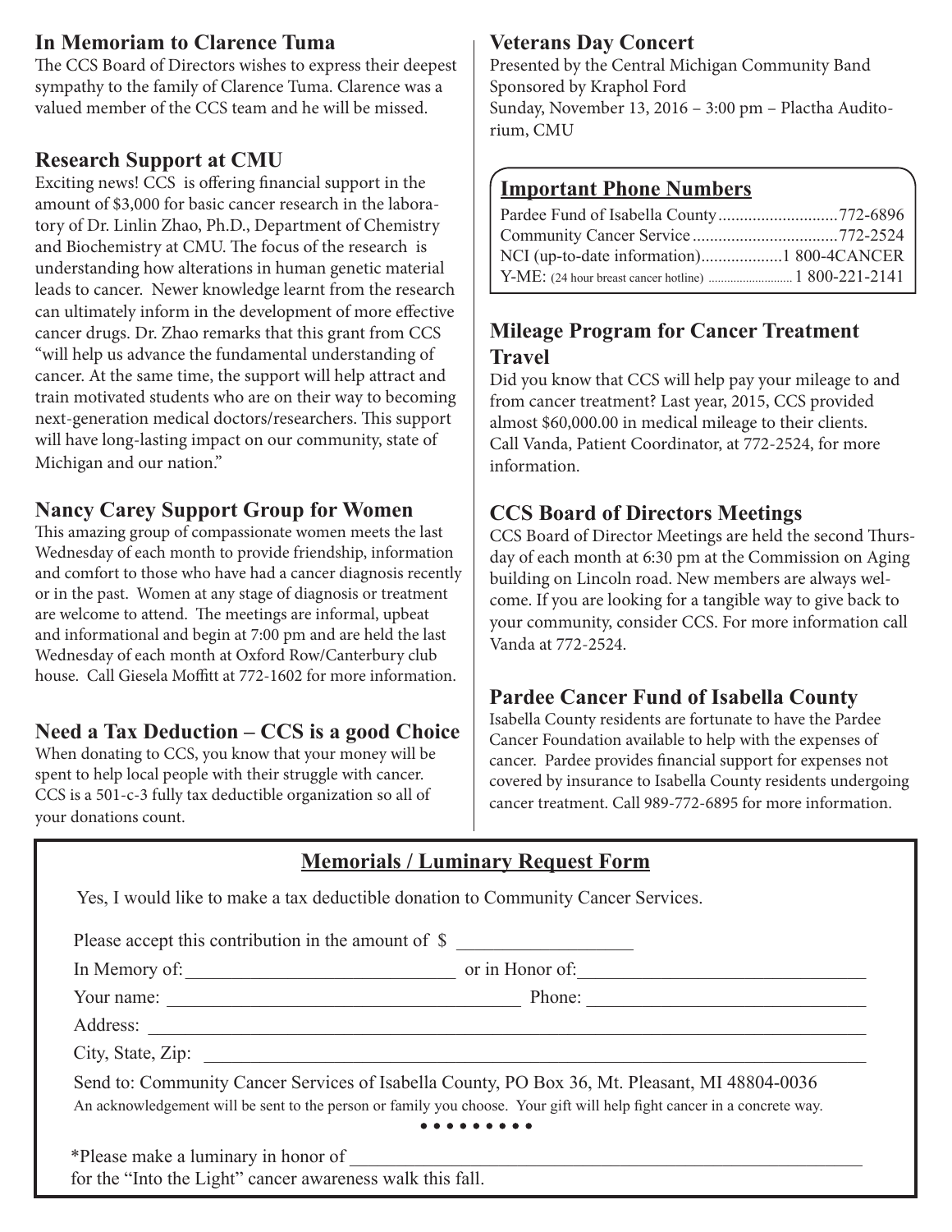## In Memoriam to Clarence Tuma

The CCS Board of Directors wishes to express their deepest sympathy to the family of Clarence Tuma. Clarence was a valued member of the CCS team and he will be missed.

## Research Support at CMU

Exciting news! CCS is offering financial support in the amount of $3,000 for basic cancer research in the laboratory of Dr. Linlin Zhao, Ph.D., Department of Chemistry and Biochemistry at CMU. The focus of the research is understanding how alterations in human genetic material leads to cancer. Newer knowledge learnt from the research can ultimately inform in the development of more effective cancer drugs. Dr. Zhao remarks that this grant from CCS "will help us advance the fundamental understanding of cancer. At the same time, the support will help attract and train motivated students who are on their way to becoming next-generation medical doctors/researchers. This support will have long-lasting impact on our community, state of Michigan and our nation."

## Nancy Carey Support Group for Women

This amazing group of compassionate women meets the last Wednesday of each month to provide friendship, information and comfort to those who have had a cancer diagnosis recently or in the past. Women at any stage of diagnosis or treatment are welcome to attend. The meetings are informal, upbeat and informational and begin at 7:00 pm and are held the last Wednesday of each month at Oxford Row/Canterbury club house. Call Giesela Moffitt at 772-1602 for more information.

## Need a Tax Deduction – CCS is a good Choice

When donating to CCS, you know that your money will be spent to help local people with their struggle with cancer. CCS is a 501-c-3 fully tax deductible organization so all of your donations count.

## Veterans Day Concert

Presented by the Central Michigan Community Band
Sponsored by Kraphol Ford
Sunday, November 13, 2016 – 3:00 pm – Plactha Auditorium, CMU

## Important Phone Numbers

| | |
|---|---|
| Pardee Fund of Isabella County | 772-6896 |
| Community Cancer Service | 772-2524 |
| NCI (up-to-date information) | 1 800-4CANCER |
| Y-ME: (24 hour breast cancer hotline) | 1 800-221-2141 |

## Mileage Program for Cancer Treatment Travel

Did you know that CCS will help pay your mileage to and from cancer treatment? Last year, 2015, CCS provided almost $60,000.00 in medical mileage to their clients. Call Vanda, Patient Coordinator, at 772-2524, for more information.

## CCS Board of Directors Meetings

CCS Board of Director Meetings are held the second Thursday of each month at 6:30 pm at the Commission on Aging building on Lincoln road. New members are always welcome. If you are looking for a tangible way to give back to your community, consider CCS. For more information call Vanda at 772-2524.

## Pardee Cancer Fund of Isabella County

Isabella County residents are fortunate to have the Pardee Cancer Foundation available to help with the expenses of cancer. Pardee provides financial support for expenses not covered by insurance to Isabella County residents undergoing cancer treatment. Call 989-772-6895 for more information.

## Memorials / Luminary Request Form

Yes, I would like to make a tax deductible donation to Community Cancer Services.

Please accept this contribution in the amount of $ ____________

In Memory of: ____________ or in Honor of: ____________

Your name: ____________ Phone: ____________

Address: ____________

City, State, Zip: ____________

Send to: Community Cancer Services of Isabella County, PO Box 36, Mt. Pleasant, MI 48804-0036

An acknowledgement will be sent to the person or family you choose. Your gift will help fight cancer in a concrete way.

• • • • • • • • •

*Please make a luminary in honor of ____________
for the "Into the Light" cancer awareness walk this fall.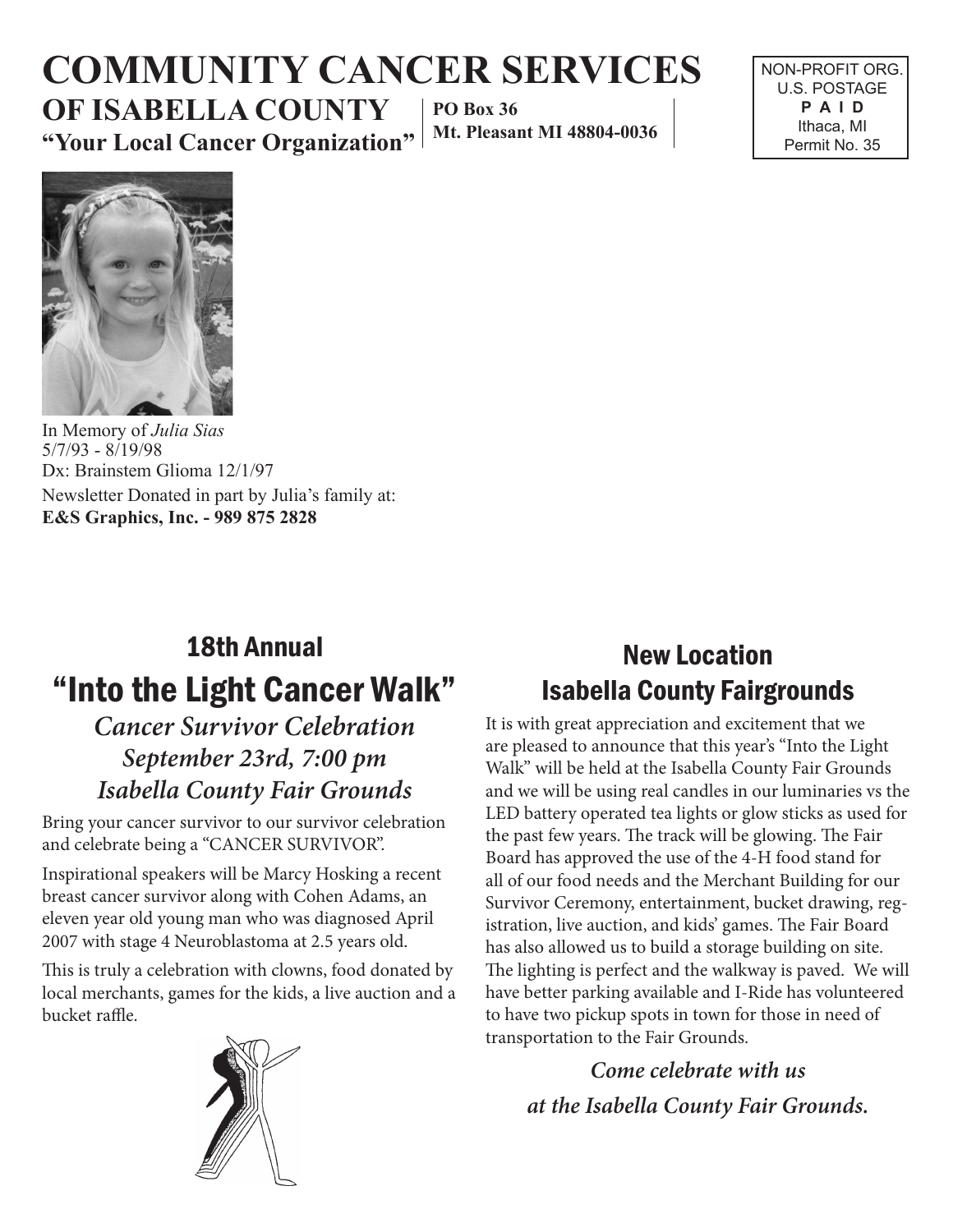# COMMUNITY CANCER SERVICES

## OF ISABELLA COUNTY

**"Your Local Cancer Organization"**

**PO Box 36**
**Mt. Pleasant MI 48804-0036**

NON-PROFIT ORG.
U.S. POSTAGE
**PAID**
Ithaca, MI
Permit No. 35

In Memory of *Julia Sias*
5/7/93 - 8/19/98
Dx: Brainstem Glioma 12/1/97
Newsletter Donated in part by Julia's family at:
**E&S Graphics, Inc. - 989 875 2828**

## 18th Annual

## "Into the Light Cancer Walk"

***Cancer Survivor Celebration***
***September 23rd, 7:00 pm***
***Isabella County Fair Grounds***

Bring your cancer survivor to our survivor celebration and celebrate being a "CANCER SURVIVOR".

Inspirational speakers will be Marcy Hosking a recent breast cancer survivor along with Cohen Adams, an eleven year old young man who was diagnosed April 2007 with stage 4 Neuroblastoma at 2.5 years old.

This is truly a celebration with clowns, food donated by local merchants, games for the kids, a live auction and a bucket raffle.

## New Location
## Isabella County Fairgrounds

It is with great appreciation and excitement that we are pleased to announce that this year's "Into the Light Walk" will be held at the Isabella County Fair Grounds and we will be using real candles in our luminaries vs the LED battery operated tea lights or glow sticks as used for the past few years. The track will be glowing. The Fair Board has approved the use of the 4-H food stand for all of our food needs and the Merchant Building for our Survivor Ceremony, entertainment, bucket drawing, registration, live auction, and kids' games. The Fair Board has also allowed us to build a storage building on site. The lighting is perfect and the walkway is paved. We will have better parking available and I-Ride has volunteered to have two pickup spots in town for those in need of transportation to the Fair Grounds.

***Come celebrate with us***
***at the Isabella County Fair Grounds.***